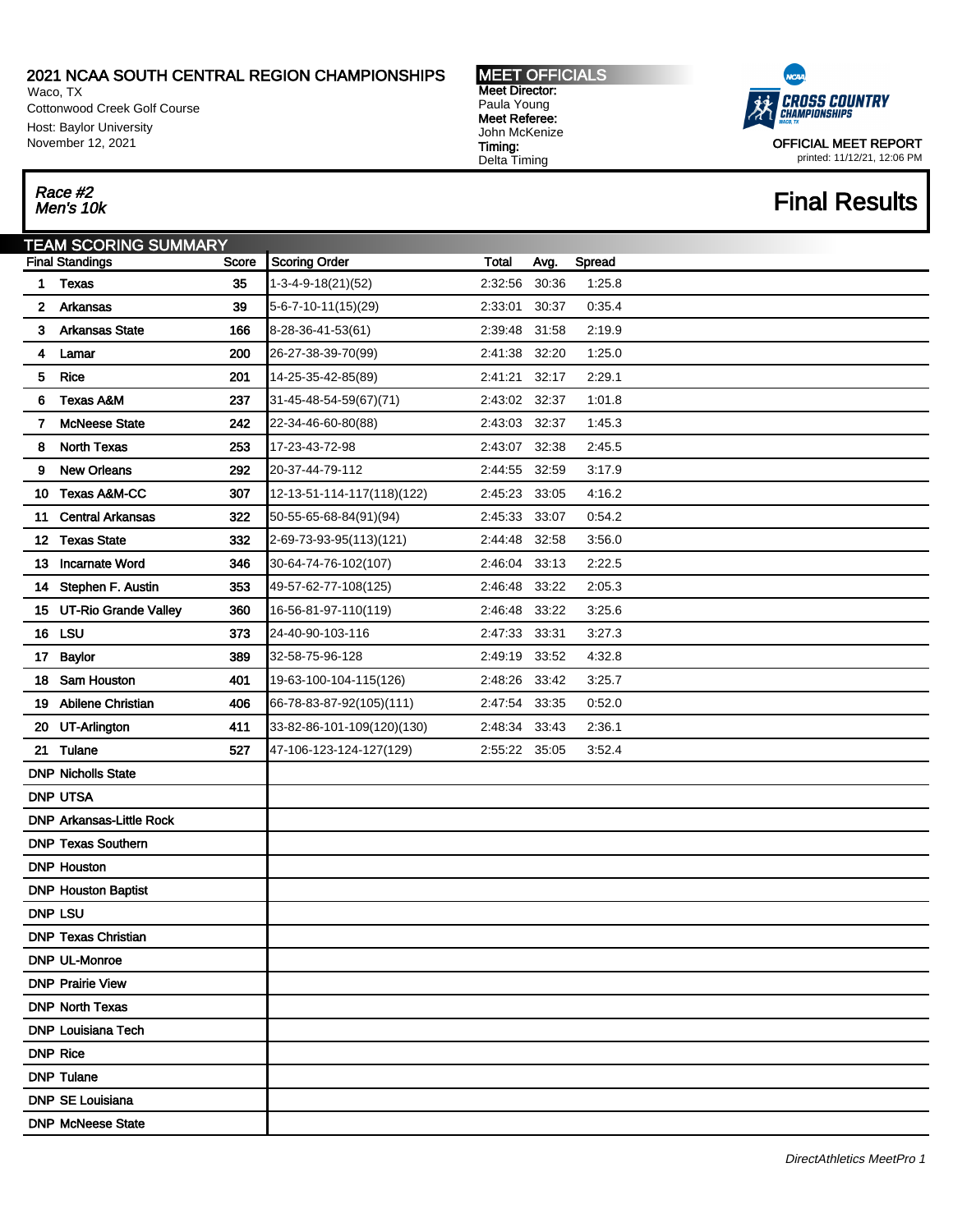# 2021 NCAA SOUTH CENTRAL REGION CHAMPIONSHIPS

Waco, TX
Cottonwood Creek Golf Course
Host: Baylor University
November 12, 2021

**MEET OFFICIALS**
**Meet Director:** Paula Young
**Meet Referee:** John McKenize
**Timing:** Delta Timing

CROSS COUNTRY CHAMPIONSHIPS

OFFICIAL MEET REPORT
printed: 11/12/21, 12:06 PM

*Race #2*
*Men's 10k*

## Final Results

### TEAM SCORING SUMMARY

| Final Standings | | Score | Scoring Order | Total | Avg. | Spread |
|---|---|---|---|---|---|---|
| 1 | Texas | 35 | 1-3-4-9-18(21)(52) | 2:32:56 | 30:36 | 1:25.8 |
| 2 | Arkansas | 39 | 5-6-7-10-11(15)(29) | 2:33:01 | 30:37 | 0:35.4 |
| 3 | Arkansas State | 166 | 8-28-36-41-53(61) | 2:39:48 | 31:58 | 2:19.9 |
| 4 | Lamar | 200 | 26-27-38-39-70(99) | 2:41:38 | 32:20 | 1:25.0 |
| 5 | Rice | 201 | 14-25-35-42-85(89) | 2:41:21 | 32:17 | 2:29.1 |
| 6 | Texas A&M | 237 | 31-45-48-54-59(67)(71) | 2:43:02 | 32:37 | 1:01.8 |
| 7 | McNeese State | 242 | 22-34-46-60-80(88) | 2:43:03 | 32:37 | 1:45.3 |
| 8 | North Texas | 253 | 17-23-43-72-98 | 2:43:07 | 32:38 | 2:45.5 |
| 9 | New Orleans | 292 | 20-37-44-79-112 | 2:44:55 | 32:59 | 3:17.9 |
| 10 | Texas A&M-CC | 307 | 12-13-51-114-117(118)(122) | 2:45:23 | 33:05 | 4:16.2 |
| 11 | Central Arkansas | 322 | 50-55-65-68-84(91)(94) | 2:45:33 | 33:07 | 0:54.2 |
| 12 | Texas State | 332 | 2-69-73-93-95(113)(121) | 2:44:48 | 32:58 | 3:56.0 |
| 13 | Incarnate Word | 346 | 30-64-74-76-102(107) | 2:46:04 | 33:13 | 2:22.5 |
| 14 | Stephen F. Austin | 353 | 49-57-62-77-108(125) | 2:46:48 | 33:22 | 2:05.3 |
| 15 | UT-Rio Grande Valley | 360 | 16-56-81-97-110(119) | 2:46:48 | 33:22 | 3:25.6 |
| 16 | LSU | 373 | 24-40-90-103-116 | 2:47:33 | 33:31 | 3:27.3 |
| 17 | Baylor | 389 | 32-58-75-96-128 | 2:49:19 | 33:52 | 4:32.8 |
| 18 | Sam Houston | 401 | 19-63-100-104-115(126) | 2:48:26 | 33:42 | 3:25.7 |
| 19 | Abilene Christian | 406 | 66-78-83-87-92(105)(111) | 2:47:54 | 33:35 | 0:52.0 |
| 20 | UT-Arlington | 411 | 33-82-86-101-109(120)(130) | 2:48:34 | 33:43 | 2:36.1 |
| 21 | Tulane | 527 | 47-106-123-124-127(129) | 2:55:22 | 35:05 | 3:52.4 |
| DNP | Nicholls State | | | | | |
| DNP | UTSA | | | | | |
| DNP | Arkansas-Little Rock | | | | | |
| DNP | Texas Southern | | | | | |
| DNP | Houston | | | | | |
| DNP | Houston Baptist | | | | | |
| DNP | LSU | | | | | |
| DNP | Texas Christian | | | | | |
| DNP | UL-Monroe | | | | | |
| DNP | Prairie View | | | | | |
| DNP | North Texas | | | | | |
| DNP | Louisiana Tech | | | | | |
| DNP | Rice | | | | | |
| DNP | Tulane | | | | | |
| DNP | SE Louisiana | | | | | |
| DNP | McNeese State | | | | | |

*DirectAthletics MeetPro 1*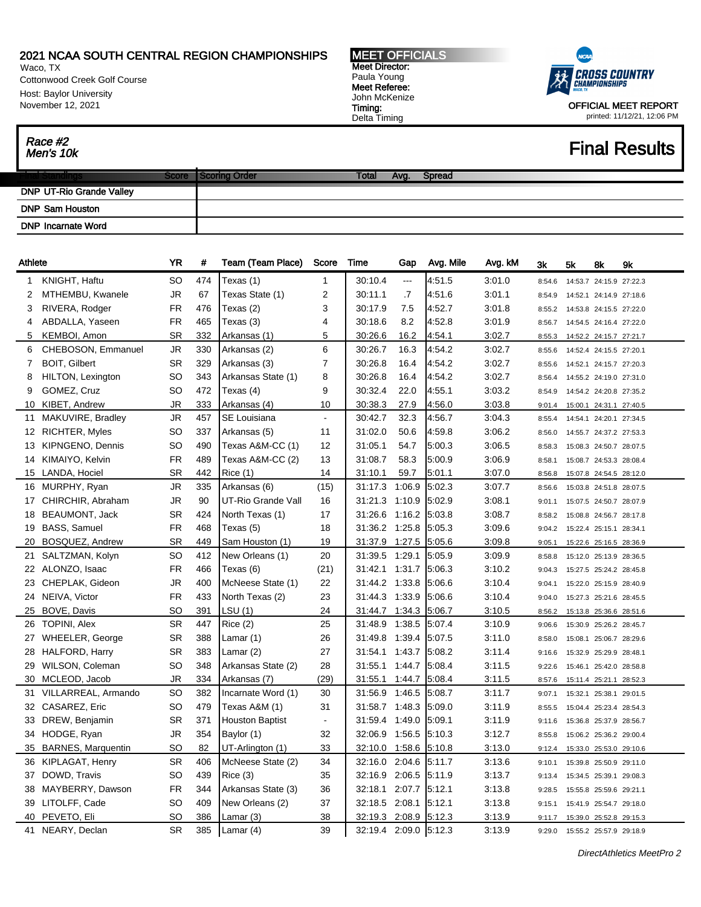# 2021 NCAA SOUTH CENTRAL REGION CHAMPIONSHIPS

Waco, TX
Cottonwood Creek Golf Course
Host: Baylor University
November 12, 2021

**MEET OFFICIALS**
**Meet Director:** Paula Young
**Meet Referee:** John McKenize
**Timing:** Delta Timing

OFFICIAL MEET REPORT
printed: 11/12/21, 12:06 PM

## Race #2 Men's 10k

## Final Results

| Final Standings | Score | Scoring Order | Total | Avg. | Spread |
|---|---|---|---|---|---|
| DNP UT-Rio Grande Valley | | | | | |
| DNP Sam Houston | | | | | |
| DNP Incarnate Word | | | | | |

| | Athlete | YR | # | Team (Team Place) | Score | Time | Gap | Avg. Mile | Avg. kM | 3k | 5k | 8k | 9k |
|---|---|---|---|---|---|---|---|---|---|---|---|---|---|
| 1 | KNIGHT, Haftu | SO | 474 | Texas (1) | 1 | 30:10.4 | --- | 4:51.5 | 3:01.0 | 8:54.6 | 14:53.7 | 24:15.9 | 27:22.3 |
| 2 | MTHEMBU, Kwanele | JR | 67 | Texas State (1) | 2 | 30:11.1 | .7 | 4:51.6 | 3:01.1 | 8:54.9 | 14:52.1 | 24:14.9 | 27:18.6 |
| 3 | RIVERA, Rodger | FR | 476 | Texas (2) | 3 | 30:17.9 | 7.5 | 4:52.7 | 3:01.8 | 8:55.2 | 14:53.8 | 24:15.5 | 27:22.0 |
| 4 | ABDALLA, Yaseen | FR | 465 | Texas (3) | 4 | 30:18.6 | 8.2 | 4:52.8 | 3:01.9 | 8:56.7 | 14:54.5 | 24:16.4 | 27:22.0 |
| 5 | KEMBOI, Amon | SR | 332 | Arkansas (1) | 5 | 30:26.6 | 16.2 | 4:54.1 | 3:02.7 | 8:55.3 | 14:52.2 | 24:15.7 | 27:21.7 |
| 6 | CHEBOSON, Emmanuel | JR | 330 | Arkansas (2) | 6 | 30:26.7 | 16.3 | 4:54.2 | 3:02.7 | 8:55.6 | 14:52.4 | 24:15.5 | 27:20.1 |
| 7 | BOIT, Gilbert | SR | 329 | Arkansas (3) | 7 | 30:26.8 | 16.4 | 4:54.2 | 3:02.7 | 8:55.6 | 14:52.1 | 24:15.7 | 27:20.3 |
| 8 | HILTON, Lexington | SO | 343 | Arkansas State (1) | 8 | 30:26.8 | 16.4 | 4:54.2 | 3:02.7 | 8:56.4 | 14:55.2 | 24:19.0 | 27:31.0 |
| 9 | GOMEZ, Cruz | SO | 472 | Texas (4) | 9 | 30:32.4 | 22.0 | 4:55.1 | 3:03.2 | 8:54.9 | 14:54.2 | 24:20.8 | 27:35.2 |
| 10 | KIBET, Andrew | JR | 333 | Arkansas (4) | 10 | 30:38.3 | 27.9 | 4:56.0 | 3:03.8 | 9:01.4 | 15:00.1 | 24:31.1 | 27:40.5 |
| 11 | MAKUVIRE, Bradley | JR | 457 | SE Louisiana | - | 30:42.7 | 32.3 | 4:56.7 | 3:04.3 | 8:55.4 | 14:54.1 | 24:20.1 | 27:34.5 |
| 12 | RICHTER, Myles | SO | 337 | Arkansas (5) | 11 | 31:02.0 | 50.6 | 4:59.8 | 3:06.2 | 8:56.0 | 14:55.7 | 24:37.2 | 27:53.3 |
| 13 | KIPNGENO, Dennis | SO | 490 | Texas A&M-CC (1) | 12 | 31:05.1 | 54.7 | 5:00.3 | 3:06.5 | 8:58.3 | 15:08.3 | 24:50.7 | 28:07.5 |
| 14 | KIMAIYO, Kelvin | FR | 489 | Texas A&M-CC (2) | 13 | 31:08.7 | 58.3 | 5:00.9 | 3:06.9 | 8:58.1 | 15:08.7 | 24:53.3 | 28:08.4 |
| 15 | LANDA, Hociel | SR | 442 | Rice (1) | 14 | 31:10.1 | 59.7 | 5:01.1 | 3:07.0 | 8:56.8 | 15:07.8 | 24:54.5 | 28:12.0 |
| 16 | MURPHY, Ryan | JR | 335 | Arkansas (6) | (15) | 31:17.3 | 1:06.9 | 5:02.3 | 3:07.7 | 8:56.6 | 15:03.8 | 24:51.8 | 28:07.5 |
| 17 | CHIRCHIR, Abraham | JR | 90 | UT-Rio Grande Vall | 16 | 31:21.3 | 1:10.9 | 5:02.9 | 3:08.1 | 9:01.1 | 15:07.5 | 24:50.7 | 28:07.9 |
| 18 | BEAUMONT, Jack | SR | 424 | North Texas (1) | 17 | 31:26.6 | 1:16.2 | 5:03.8 | 3:08.7 | 8:58.2 | 15:08.8 | 24:56.7 | 28:17.8 |
| 19 | BASS, Samuel | FR | 468 | Texas (5) | 18 | 31:36.2 | 1:25.8 | 5:05.3 | 3:09.6 | 9:04.2 | 15:22.4 | 25:15.1 | 28:34.1 |
| 20 | BOSQUEZ, Andrew | SR | 449 | Sam Houston (1) | 19 | 31:37.9 | 1:27.5 | 5:05.6 | 3:09.8 | 9:05.1 | 15:22.6 | 25:16.5 | 28:36.9 |
| 21 | SALTZMAN, Kolyn | SO | 412 | New Orleans (1) | 20 | 31:39.5 | 1:29.1 | 5:05.9 | 3:09.9 | 8:58.8 | 15:12.0 | 25:13.9 | 28:36.5 |
| 22 | ALONZO, Isaac | FR | 466 | Texas (6) | (21) | 31:42.1 | 1:31.7 | 5:06.3 | 3:10.2 | 9:04.3 | 15:27.5 | 25:24.2 | 28:45.8 |
| 23 | CHEPLAK, Gideon | JR | 400 | McNeese State (1) | 22 | 31:44.2 | 1:33.8 | 5:06.6 | 3:10.4 | 9:04.1 | 15:22.0 | 25:15.9 | 28:40.9 |
| 24 | NEIVA, Victor | FR | 433 | North Texas (2) | 23 | 31:44.3 | 1:33.9 | 5:06.6 | 3:10.4 | 9:04.0 | 15:27.3 | 25:21.6 | 28:45.5 |
| 25 | BOVE, Davis | SO | 391 | LSU (1) | 24 | 31:44.7 | 1:34.3 | 5:06.7 | 3:10.5 | 8:56.2 | 15:13.8 | 25:36.6 | 28:51.6 |
| 26 | TOPINI, Alex | SR | 447 | Rice (2) | 25 | 31:48.9 | 1:38.5 | 5:07.4 | 3:10.9 | 9:06.6 | 15:30.9 | 25:26.2 | 28:45.7 |
| 27 | WHEELER, George | SR | 388 | Lamar (1) | 26 | 31:49.8 | 1:39.4 | 5:07.5 | 3:11.0 | 8:58.0 | 15:08.1 | 25:06.7 | 28:29.6 |
| 28 | HALFORD, Harry | SR | 383 | Lamar (2) | 27 | 31:54.1 | 1:43.7 | 5:08.2 | 3:11.4 | 9:16.6 | 15:32.9 | 25:29.9 | 28:48.1 |
| 29 | WILSON, Coleman | SO | 348 | Arkansas State (2) | 28 | 31:55.1 | 1:44.7 | 5:08.4 | 3:11.5 | 9:22.6 | 15:46.1 | 25:42.0 | 28:58.8 |
| 30 | MCLEOD, Jacob | JR | 334 | Arkansas (7) | (29) | 31:55.1 | 1:44.7 | 5:08.4 | 3:11.5 | 8:57.6 | 15:11.4 | 25:21.1 | 28:52.3 |
| 31 | VILLARREAL, Armando | SO | 382 | Incarnate Word (1) | 30 | 31:56.9 | 1:46.5 | 5:08.7 | 3:11.7 | 9:07.1 | 15:32.1 | 25:38.1 | 29:01.5 |
| 32 | CASAREZ, Eric | SO | 479 | Texas A&M (1) | 31 | 31:58.7 | 1:48.3 | 5:09.0 | 3:11.9 | 8:55.5 | 15:04.4 | 25:23.4 | 28:54.3 |
| 33 | DREW, Benjamin | SR | 371 | Houston Baptist | - | 31:59.4 | 1:49.0 | 5:09.1 | 3:11.9 | 9:11.6 | 15:36.8 | 25:37.9 | 28:56.7 |
| 34 | HODGE, Ryan | JR | 354 | Baylor (1) | 32 | 32:06.9 | 1:56.5 | 5:10.3 | 3:12.7 | 8:55.8 | 15:06.2 | 25:36.2 | 29:00.4 |
| 35 | BARNES, Marquentin | SO | 82 | UT-Arlington (1) | 33 | 32:10.0 | 1:58.6 | 5:10.8 | 3:13.0 | 9:12.4 | 15:33.0 | 25:53.0 | 29:10.6 |
| 36 | KIPLAGAT, Henry | SR | 406 | McNeese State (2) | 34 | 32:16.0 | 2:04.6 | 5:11.7 | 3:13.6 | 9:10.1 | 15:39.8 | 25:50.9 | 29:11.0 |
| 37 | DOWD, Travis | SO | 439 | Rice (3) | 35 | 32:16.9 | 2:06.5 | 5:11.9 | 3:13.7 | 9:13.4 | 15:34.5 | 25:39.1 | 29:08.3 |
| 38 | MAYBERRY, Dawson | FR | 344 | Arkansas State (3) | 36 | 32:18.1 | 2:07.7 | 5:12.1 | 3:13.8 | 9:28.5 | 15:55.8 | 25:59.6 | 29:21.1 |
| 39 | LITOLFF, Cade | SO | 409 | New Orleans (2) | 37 | 32:18.5 | 2:08.1 | 5:12.1 | 3:13.8 | 9:15.1 | 15:41.9 | 25:54.7 | 29:18.0 |
| 40 | PEVETO, Eli | SO | 386 | Lamar (3) | 38 | 32:19.3 | 2:08.9 | 5:12.3 | 3:13.9 | 9:11.7 | 15:39.0 | 25:52.8 | 29:15.3 |
| 41 | NEARY, Declan | SR | 385 | Lamar (4) | 39 | 32:19.4 | 2:09.0 | 5:12.3 | 3:13.9 | 9:29.0 | 15:55.2 | 25:57.9 | 29:18.9 |

*DirectAthletics MeetPro 2*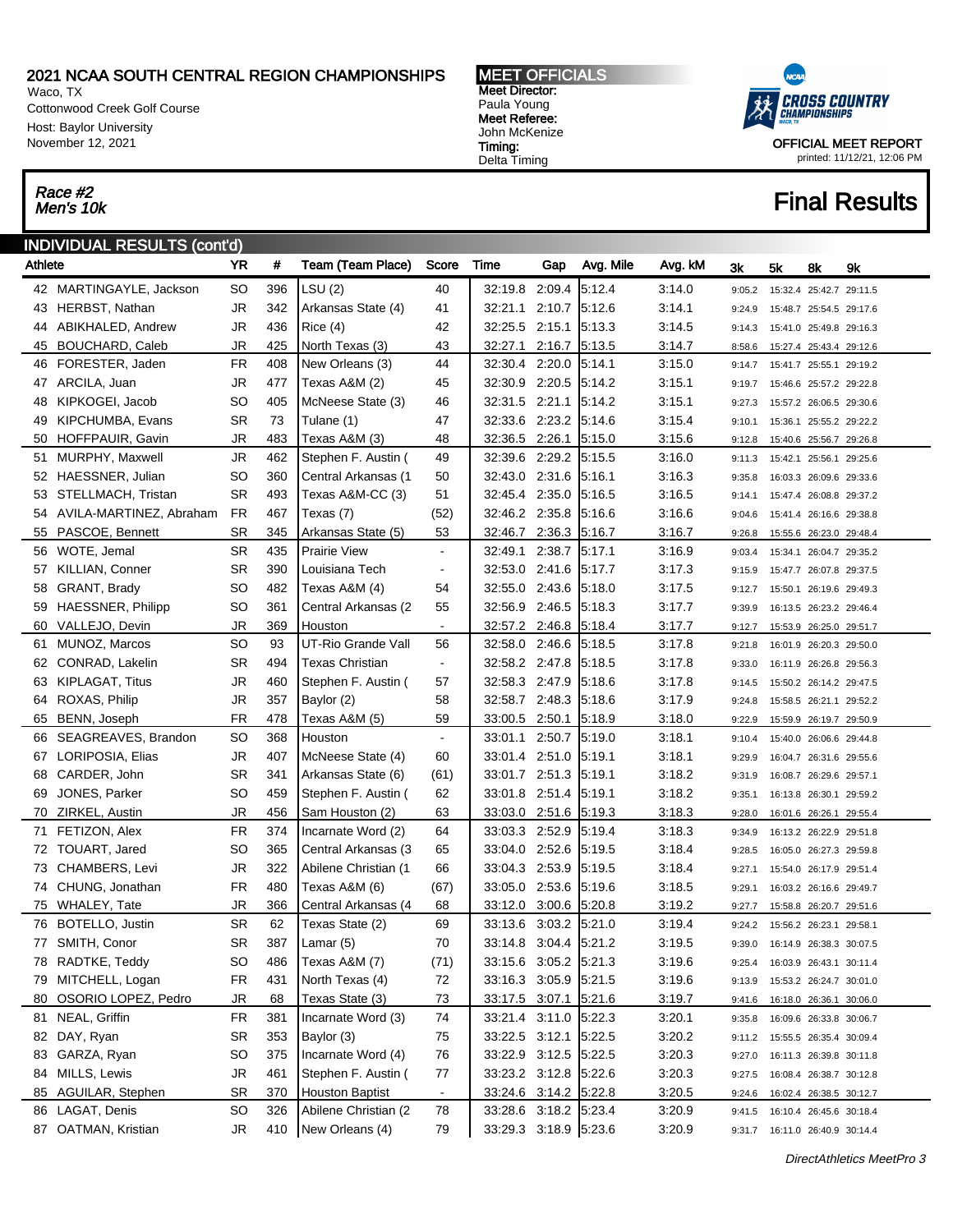# 2021 NCAA SOUTH CENTRAL REGION CHAMPIONSHIPS

Waco, TX
Cottonwood Creek Golf Course
Host: Baylor University
November 12, 2021

**MEET OFFICIALS**
**Meet Director:** Paula Young
**Meet Referee:** John McKenize
**Timing:** Delta Timing

OFFICIAL MEET REPORT
printed: 11/12/21, 12:06 PM

*Race #2*
*Men's 10k*

## Final Results

### INDIVIDUAL RESULTS (cont'd)

| | Athlete | YR | # | Team (Team Place) | Score | Time | Gap | Avg. Mile | Avg. kM | 3k | 5k | 8k | 9k |
|---|---|---|---|---|---|---|---|---|---|---|---|---|---|
| 42 | MARTINGAYLE, Jackson | SO | 396 | LSU (2) | 40 | 32:19.8 | 2:09.4 | 5:12.4 | 3:14.0 | 9:05.2 | 15:32.4 | 25:42.7 | 29:11.5 |
| 43 | HERBST, Nathan | JR | 342 | Arkansas State (4) | 41 | 32:21.1 | 2:10.7 | 5:12.6 | 3:14.1 | 9:24.9 | 15:48.7 | 25:54.5 | 29:17.6 |
| 44 | ABIKHALED, Andrew | JR | 436 | Rice (4) | 42 | 32:25.5 | 2:15.1 | 5:13.3 | 3:14.5 | 9:14.3 | 15:41.0 | 25:49.8 | 29:16.3 |
| 45 | BOUCHARD, Caleb | JR | 425 | North Texas (3) | 43 | 32:27.1 | 2:16.7 | 5:13.5 | 3:14.7 | 8:58.6 | 15:27.4 | 25:43.4 | 29:12.6 |
| 46 | FORESTER, Jaden | FR | 408 | New Orleans (3) | 44 | 32:30.4 | 2:20.0 | 5:14.1 | 3:15.0 | 9:14.7 | 15:41.7 | 25:55.1 | 29:19.2 |
| 47 | ARCILA, Juan | JR | 477 | Texas A&M (2) | 45 | 32:30.9 | 2:20.5 | 5:14.2 | 3:15.1 | 9:19.7 | 15:46.6 | 25:57.2 | 29:22.8 |
| 48 | KIPKOGEI, Jacob | SO | 405 | McNeese State (3) | 46 | 32:31.5 | 2:21.1 | 5:14.2 | 3:15.1 | 9:27.3 | 15:57.2 | 26:06.5 | 29:30.6 |
| 49 | KIPCHUMBA, Evans | SR | 73 | Tulane (1) | 47 | 32:33.6 | 2:23.2 | 5:14.6 | 3:15.4 | 9:10.1 | 15:36.1 | 25:55.2 | 29:22.2 |
| 50 | HOFFPAUIR, Gavin | JR | 483 | Texas A&M (3) | 48 | 32:36.5 | 2:26.1 | 5:15.0 | 3:15.6 | 9:12.8 | 15:40.6 | 25:56.7 | 29:26.8 |
| 51 | MURPHY, Maxwell | JR | 462 | Stephen F. Austin ( | 49 | 32:39.6 | 2:29.2 | 5:15.5 | 3:16.0 | 9:11.3 | 15:42.1 | 25:56.1 | 29:25.6 |
| 52 | HAESSNER, Julian | SO | 360 | Central Arkansas (1 | 50 | 32:43.0 | 2:31.6 | 5:16.1 | 3:16.3 | 9:35.8 | 16:03.3 | 26:09.6 | 29:33.6 |
| 53 | STELLMACH, Tristan | SR | 493 | Texas A&M-CC (3) | 51 | 32:45.4 | 2:35.0 | 5:16.5 | 3:16.5 | 9:14.1 | 15:47.4 | 26:08.8 | 29:37.2 |
| 54 | AVILA-MARTINEZ, Abraham | FR | 467 | Texas (7) | (52) | 32:46.2 | 2:35.8 | 5:16.6 | 3:16.6 | 9:04.6 | 15:41.4 | 26:16.6 | 29:38.8 |
| 55 | PASCOE, Bennett | SR | 345 | Arkansas State (5) | 53 | 32:46.7 | 2:36.3 | 5:16.7 | 3:16.7 | 9:26.8 | 15:55.6 | 26:23.0 | 29:48.4 |
| 56 | WOTE, Jemal | SR | 435 | Prairie View | - | 32:49.1 | 2:38.7 | 5:17.1 | 3:16.9 | 9:03.4 | 15:34.1 | 26:04.7 | 29:35.2 |
| 57 | KILLIAN, Conner | SR | 390 | Louisiana Tech | - | 32:53.0 | 2:41.6 | 5:17.7 | 3:17.3 | 9:15.9 | 15:47.7 | 26:07.8 | 29:37.5 |
| 58 | GRANT, Brady | SO | 482 | Texas A&M (4) | 54 | 32:55.0 | 2:43.6 | 5:18.0 | 3:17.5 | 9:12.7 | 15:50.1 | 26:19.6 | 29:49.3 |
| 59 | HAESSNER, Philipp | SO | 361 | Central Arkansas (2 | 55 | 32:56.9 | 2:46.5 | 5:18.3 | 3:17.7 | 9:39.9 | 16:13.5 | 26:23.2 | 29:46.4 |
| 60 | VALLEJO, Devin | JR | 369 | Houston | - | 32:57.2 | 2:46.8 | 5:18.4 | 3:17.7 | 9:12.7 | 15:53.9 | 26:25.0 | 29:51.7 |
| 61 | MUNOZ, Marcos | SO | 93 | UT-Rio Grande Vall | 56 | 32:58.0 | 2:46.6 | 5:18.5 | 3:17.8 | 9:21.8 | 16:01.9 | 26:20.3 | 29:50.0 |
| 62 | CONRAD, Lakelin | SR | 494 | Texas Christian | - | 32:58.2 | 2:47.8 | 5:18.5 | 3:17.8 | 9:33.0 | 16:11.9 | 26:26.8 | 29:56.3 |
| 63 | KIPLAGAT, Titus | JR | 460 | Stephen F. Austin ( | 57 | 32:58.3 | 2:47.9 | 5:18.6 | 3:17.8 | 9:14.5 | 15:50.2 | 26:14.2 | 29:47.5 |
| 64 | ROXAS, Philip | JR | 357 | Baylor (2) | 58 | 32:58.7 | 2:48.3 | 5:18.6 | 3:17.9 | 9:24.8 | 15:58.5 | 26:21.1 | 29:52.2 |
| 65 | BENN, Joseph | FR | 478 | Texas A&M (5) | 59 | 33:00.5 | 2:50.1 | 5:18.9 | 3:18.0 | 9:22.9 | 15:59.9 | 26:19.7 | 29:50.9 |
| 66 | SEAGREAVES, Brandon | SO | 368 | Houston | - | 33:01.1 | 2:50.7 | 5:19.0 | 3:18.1 | 9:10.4 | 15:40.0 | 26:06.6 | 29:44.8 |
| 67 | LORIPOSIA, Elias | JR | 407 | McNeese State (4) | 60 | 33:01.4 | 2:51.0 | 5:19.1 | 3:18.1 | 9:29.9 | 16:04.7 | 26:31.6 | 29:55.6 |
| 68 | CARDER, John | SR | 341 | Arkansas State (6) | (61) | 33:01.7 | 2:51.3 | 5:19.1 | 3:18.2 | 9:31.9 | 16:08.7 | 26:29.6 | 29:57.1 |
| 69 | JONES, Parker | SO | 459 | Stephen F. Austin ( | 62 | 33:01.8 | 2:51.4 | 5:19.1 | 3:18.2 | 9:35.1 | 16:13.8 | 26:30.1 | 29:59.2 |
| 70 | ZIRKEL, Austin | JR | 456 | Sam Houston (2) | 63 | 33:03.0 | 2:51.6 | 5:19.3 | 3:18.3 | 9:28.0 | 16:01.6 | 26:26.1 | 29:55.4 |
| 71 | FETIZON, Alex | FR | 374 | Incarnate Word (2) | 64 | 33:03.3 | 2:52.9 | 5:19.4 | 3:18.3 | 9:34.9 | 16:13.2 | 26:22.9 | 29:51.8 |
| 72 | TOUART, Jared | SO | 365 | Central Arkansas (3 | 65 | 33:04.0 | 2:52.6 | 5:19.5 | 3:18.4 | 9:28.5 | 16:05.0 | 26:27.3 | 29:59.8 |
| 73 | CHAMBERS, Levi | JR | 322 | Abilene Christian (1 | 66 | 33:04.3 | 2:53.9 | 5:19.5 | 3:18.4 | 9:27.1 | 15:54.0 | 26:17.9 | 29:51.4 |
| 74 | CHUNG, Jonathan | FR | 480 | Texas A&M (6) | (67) | 33:05.0 | 2:53.6 | 5:19.6 | 3:18.5 | 9:29.1 | 16:03.2 | 26:16.6 | 29:49.7 |
| 75 | WHALEY, Tate | JR | 366 | Central Arkansas (4 | 68 | 33:12.0 | 3:00.6 | 5:20.8 | 3:19.2 | 9:27.7 | 15:58.8 | 26:20.7 | 29:51.6 |
| 76 | BOTELLO, Justin | SR | 62 | Texas State (2) | 69 | 33:13.6 | 3:03.2 | 5:21.0 | 3:19.4 | 9:24.2 | 15:56.2 | 26:23.1 | 29:58.1 |
| 77 | SMITH, Conor | SR | 387 | Lamar (5) | 70 | 33:14.8 | 3:04.4 | 5:21.2 | 3:19.5 | 9:39.0 | 16:14.9 | 26:38.3 | 30:07.5 |
| 78 | RADTKE, Teddy | SO | 486 | Texas A&M (7) | (71) | 33:15.6 | 3:05.2 | 5:21.3 | 3:19.6 | 9:25.4 | 16:03.9 | 26:43.1 | 30:11.4 |
| 79 | MITCHELL, Logan | FR | 431 | North Texas (4) | 72 | 33:16.3 | 3:05.9 | 5:21.5 | 3:19.6 | 9:13.9 | 15:53.2 | 26:24.7 | 30:01.0 |
| 80 | OSORIO LOPEZ, Pedro | JR | 68 | Texas State (3) | 73 | 33:17.5 | 3:07.1 | 5:21.6 | 3:19.7 | 9:41.6 | 16:18.0 | 26:36.1 | 30:06.0 |
| 81 | NEAL, Griffin | FR | 381 | Incarnate Word (3) | 74 | 33:21.4 | 3:11.0 | 5:22.3 | 3:20.1 | 9:35.8 | 16:09.6 | 26:33.8 | 30:06.7 |
| 82 | DAY, Ryan | SR | 353 | Baylor (3) | 75 | 33:22.5 | 3:12.1 | 5:22.5 | 3:20.2 | 9:11.2 | 15:55.5 | 26:35.4 | 30:09.4 |
| 83 | GARZA, Ryan | SO | 375 | Incarnate Word (4) | 76 | 33:22.9 | 3:12.5 | 5:22.5 | 3:20.3 | 9:27.0 | 16:11.3 | 26:39.8 | 30:11.8 |
| 84 | MILLS, Lewis | JR | 461 | Stephen F. Austin ( | 77 | 33:23.2 | 3:12.8 | 5:22.6 | 3:20.3 | 9:27.5 | 16:08.4 | 26:38.7 | 30:12.8 |
| 85 | AGUILAR, Stephen | SR | 370 | Houston Baptist | - | 33:24.6 | 3:14.2 | 5:22.8 | 3:20.5 | 9:24.6 | 16:02.4 | 26:38.5 | 30:12.7 |
| 86 | LAGAT, Denis | SO | 326 | Abilene Christian (2 | 78 | 33:28.6 | 3:18.2 | 5:23.4 | 3:20.9 | 9:41.5 | 16:10.4 | 26:45.6 | 30:18.4 |
| 87 | OATMAN, Kristian | JR | 410 | New Orleans (4) | 79 | 33:29.3 | 3:18.9 | 5:23.6 | 3:20.9 | 9:31.7 | 16:11.0 | 26:40.9 | 30:14.4 |

*DirectAthletics MeetPro 3*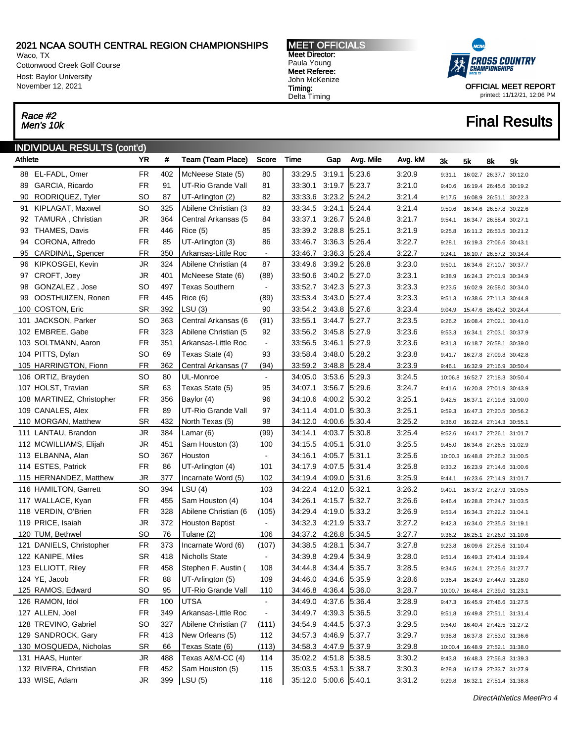# 2021 NCAA SOUTH CENTRAL REGION CHAMPIONSHIPS

Waco, TX
Cottonwood Creek Golf Course
Host: Baylor University
November 12, 2021

**MEET OFFICIALS**
**Meet Director:** Paula Young
**Meet Referee:** John McKenize
**Timing:** Delta Timing

CROSS COUNTRY CHAMPIONSHIPS

OFFICIAL MEET REPORT
printed: 11/12/21, 12:06 PM

*Race #2*
*Men's 10k*

## Final Results

### INDIVIDUAL RESULTS (cont'd)

| Athlete | YR | # | Team (Team Place) | Score | Time | Gap | Avg. Mile | Avg. kM | 3k | 5k | 8k | 9k |
|---|---|---|---|---|---|---|---|---|---|---|---|---|
| 88 EL-FADL, Omer | FR | 402 | McNeese State (5) | 80 | 33:29.5 | 3:19.1 | 5:23.6 | 3:20.9 | 9:31.1 | 16:02.7 | 26:37.7 | 30:12.0 |
| 89 GARCIA, Ricardo | FR | 91 | UT-Rio Grande Vall | 81 | 33:30.1 | 3:19.7 | 5:23.7 | 3:21.0 | 9:40.6 | 16:19.4 | 26:45.6 | 30:19.2 |
| 90 RODRIQUEZ, Tyler | SO | 87 | UT-Arlington (2) | 82 | 33:33.6 | 3:23.2 | 5:24.2 | 3:21.4 | 9:17.5 | 16:08.9 | 26:51.1 | 30:22.3 |
| 91 KIPLAGAT, Maxwel | SO | 325 | Abilene Christian (3 | 83 | 33:34.5 | 3:24.1 | 5:24.4 | 3:21.4 | 9:50.6 | 16:34.6 | 26:57.8 | 30:22.6 |
| 92 TAMURA , Christian | JR | 364 | Central Arkansas (5 | 84 | 33:37.1 | 3:26.7 | 5:24.8 | 3:21.7 | 9:54.1 | 16:34.7 | 26:58.4 | 30:27.1 |
| 93 THAMES, Davis | FR | 446 | Rice (5) | 85 | 33:39.2 | 3:28.8 | 5:25.1 | 3:21.9 | 9:25.8 | 16:11.2 | 26:53.5 | 30:21.2 |
| 94 CORONA, Alfredo | FR | 85 | UT-Arlington (3) | 86 | 33:46.7 | 3:36.3 | 5:26.4 | 3:22.7 | 9:28.1 | 16:19.3 | 27:06.6 | 30:43.1 |
| 95 CARDINAL, Spencer | FR | 350 | Arkansas-Little Roc | - | 33:46.7 | 3:36.3 | 5:26.4 | 3:22.7 | 9:24.1 | 16:10.7 | 26:57.2 | 30:34.4 |
| 96 KIPKOSGEI, Kevin | JR | 324 | Abilene Christian (4 | 87 | 33:49.6 | 3:39.2 | 5:26.8 | 3:23.0 | 9:50.1 | 16:34.6 | 27:10.7 | 30:37.7 |
| 97 CROFT, Joey | JR | 401 | McNeese State (6) | (88) | 33:50.6 | 3:40.2 | 5:27.0 | 3:23.1 | 9:38.9 | 16:24.3 | 27:01.9 | 30:34.9 |
| 98 GONZALEZ , Jose | SO | 497 | Texas Southern | - | 33:52.7 | 3:42.3 | 5:27.3 | 3:23.3 | 9:23.5 | 16:02.9 | 26:58.0 | 30:34.0 |
| 99 OOSTHUIZEN, Ronen | FR | 445 | Rice (6) | (89) | 33:53.4 | 3:43.0 | 5:27.4 | 3:23.3 | 9:51.3 | 16:38.6 | 27:11.3 | 30:44.8 |
| 100 COSTON, Eric | SR | 392 | LSU (3) | 90 | 33:54.2 | 3:43.8 | 5:27.6 | 3:23.4 | 9:04.9 | 15:47.6 | 26:40.2 | 30:24.4 |
| 101 JACKSON, Parker | SO | 363 | Central Arkansas (6 | (91) | 33:55.1 | 3:44.7 | 5:27.7 | 3:23.5 | 9:26.2 | 16:08.4 | 27:02.1 | 30:41.0 |
| 102 EMBREE, Gabe | FR | 323 | Abilene Christian (5 | 92 | 33:56.2 | 3:45.8 | 5:27.9 | 3:23.6 | 9:53.3 | 16:34.1 | 27:03.1 | 30:37.9 |
| 103 SOLTMANN, Aaron | FR | 351 | Arkansas-Little Roc | - | 33:56.5 | 3:46.1 | 5:27.9 | 3:23.6 | 9:31.3 | 16:18.7 | 26:58.1 | 30:39.0 |
| 104 PITTS, Dylan | SO | 69 | Texas State (4) | 93 | 33:58.4 | 3:48.0 | 5:28.2 | 3:23.8 | 9:41.7 | 16:27.8 | 27:09.8 | 30:42.8 |
| 105 HARRINGTON, Fionn | FR | 362 | Central Arkansas (7 | (94) | 33:59.2 | 3:48.8 | 5:28.4 | 3:23.9 | 9:46.1 | 16:32.9 | 27:16.9 | 30:50.4 |
| 106 ORTIZ, Brayden | SO | 80 | UL-Monroe | - | 34:05.0 | 3:53.6 | 5:29.3 | 3:24.5 | 10:06.8 | 16:52.7 | 27:18.3 | 30:50.4 |
| 107 HOLST, Travian | SR | 63 | Texas State (5) | 95 | 34:07.1 | 3:56.7 | 5:29.6 | 3:24.7 | 9:41.6 | 16:20.8 | 27:01.9 | 30:43.9 |
| 108 MARTINEZ, Christopher | FR | 356 | Baylor (4) | 96 | 34:10.6 | 4:00.2 | 5:30.2 | 3:25.1 | 9:42.5 | 16:37.1 | 27:19.6 | 31:00.0 |
| 109 CANALES, Alex | FR | 89 | UT-Rio Grande Vall | 97 | 34:11.4 | 4:01.0 | 5:30.3 | 3:25.1 | 9:59.3 | 16:47.3 | 27:20.5 | 30:56.2 |
| 110 MORGAN, Matthew | SR | 432 | North Texas (5) | 98 | 34:12.0 | 4:00.6 | 5:30.4 | 3:25.2 | 9:36.0 | 16:22.4 | 27:14.3 | 30:55.1 |
| 111 LANTAU, Brandon | JR | 384 | Lamar (6) | (99) | 34:14.1 | 4:03.7 | 5:30.8 | 3:25.4 | 9:52.6 | 16:41.7 | 27:26.1 | 31:01.7 |
| 112 MCWILLIAMS, Elijah | JR | 451 | Sam Houston (3) | 100 | 34:15.5 | 4:05.1 | 5:31.0 | 3:25.5 | 9:45.0 | 16:34.6 | 27:26.5 | 31:02.9 |
| 113 ELBANNA, Alan | SO | 367 | Houston | - | 34:16.1 | 4:05.7 | 5:31.1 | 3:25.6 | 10:00.3 | 16:48.8 | 27:26.2 | 31:00.5 |
| 114 ESTES, Patrick | FR | 86 | UT-Arlington (4) | 101 | 34:17.9 | 4:07.5 | 5:31.4 | 3:25.8 | 9:33.2 | 16:23.9 | 27:14.6 | 31:00.6 |
| 115 HERNANDEZ, Matthew | JR | 377 | Incarnate Word (5) | 102 | 34:19.4 | 4:09.0 | 5:31.6 | 3:25.9 | 9:44.1 | 16:23.6 | 27:14.9 | 31:01.7 |
| 116 HAMILTON, Garrett | SO | 394 | LSU (4) | 103 | 34:22.4 | 4:12.0 | 5:32.1 | 3:26.2 | 9:40.1 | 16:37.2 | 27:27.9 | 31:05.5 |
| 117 WALLACE, Kyan | FR | 455 | Sam Houston (4) | 104 | 34:26.1 | 4:15.7 | 5:32.7 | 3:26.6 | 9:46.4 | 16:28.8 | 27:24.7 | 31:03.5 |
| 118 VERDIN, O'Brien | FR | 328 | Abilene Christian (6 | (105) | 34:29.4 | 4:19.0 | 5:33.2 | 3:26.9 | 9:53.4 | 16:34.3 | 27:22.2 | 31:04.1 |
| 119 PRICE, Isaiah | JR | 372 | Houston Baptist | - | 34:32.3 | 4:21.9 | 5:33.7 | 3:27.2 | 9:42.3 | 16:34.0 | 27:35.5 | 31:19.1 |
| 120 TUM, Bethwel | SO | 76 | Tulane (2) | 106 | 34:37.2 | 4:26.8 | 5:34.5 | 3:27.7 | 9:36.2 | 16:25.1 | 27:26.0 | 31:10.6 |
| 121 DANIELS, Christopher | FR | 373 | Incarnate Word (6) | (107) | 34:38.5 | 4:28.1 | 5:34.7 | 3:27.8 | 9:23.8 | 16:09.6 | 27:25.6 | 31:10.4 |
| 122 KANIPE, Miles | SR | 418 | Nicholls State | - | 34:39.8 | 4:29.4 | 5:34.9 | 3:28.0 | 9:51.4 | 16:49.3 | 27:41.4 | 31:19.4 |
| 123 ELLIOTT, Riley | FR | 458 | Stephen F. Austin ( | 108 | 34:44.8 | 4:34.4 | 5:35.7 | 3:28.5 | 9:34.5 | 16:24.1 | 27:25.6 | 31:27.7 |
| 124 YE, Jacob | FR | 88 | UT-Arlington (5) | 109 | 34:46.0 | 4:34.6 | 5:35.9 | 3:28.6 | 9:36.4 | 16:24.9 | 27:44.9 | 31:28.0 |
| 125 RAMOS, Edward | SO | 95 | UT-Rio Grande Vall | 110 | 34:46.8 | 4:36.4 | 5:36.0 | 3:28.7 | 10:00.7 | 16:48.4 | 27:39.0 | 31:23.1 |
| 126 RAMON, Idol | FR | 100 | UTSA | - | 34:49.0 | 4:37.6 | 5:36.4 | 3:28.9 | 9:47.3 | 16:45.9 | 27:46.6 | 31:27.5 |
| 127 ALLEN, Joel | FR | 349 | Arkansas-Little Roc | - | 34:49.7 | 4:39.3 | 5:36.5 | 3:29.0 | 9:51.8 | 16:49.8 | 27:51.1 | 31:31.4 |
| 128 TREVINO, Gabriel | SO | 327 | Abilene Christian (7 | (111) | 34:54.9 | 4:44.5 | 5:37.3 | 3:29.5 | 9:54.0 | 16:40.4 | 27:42.5 | 31:27.2 |
| 129 SANDROCK, Gary | FR | 413 | New Orleans (5) | 112 | 34:57.3 | 4:46.9 | 5:37.7 | 3:29.7 | 9:38.8 | 16:37.8 | 27:53.0 | 31:36.6 |
| 130 MOSQUEDA, Nicholas | SR | 66 | Texas State (6) | (113) | 34:58.3 | 4:47.9 | 5:37.9 | 3:29.8 | 10:00.4 | 16:48.9 | 27:52.1 | 31:38.0 |
| 131 HAAS, Hunter | JR | 488 | Texas A&M-CC (4) | 114 | 35:02.2 | 4:51.8 | 5:38.5 | 3:30.2 | 9:43.8 | 16:48.3 | 27:56.8 | 31:39.3 |
| 132 RIVERA, Christian | FR | 452 | Sam Houston (5) | 115 | 35:03.5 | 4:53.1 | 5:38.7 | 3:30.3 | 9:28.8 | 16:17.9 | 27:33.7 | 31:27.9 |
| 133 WISE, Adam | JR | 399 | LSU (5) | 116 | 35:12.0 | 5:00.6 | 5:40.1 | 3:31.2 | 9:29.8 | 16:32.1 | 27:51.4 | 31:38.8 |

*DirectAthletics MeetPro 4*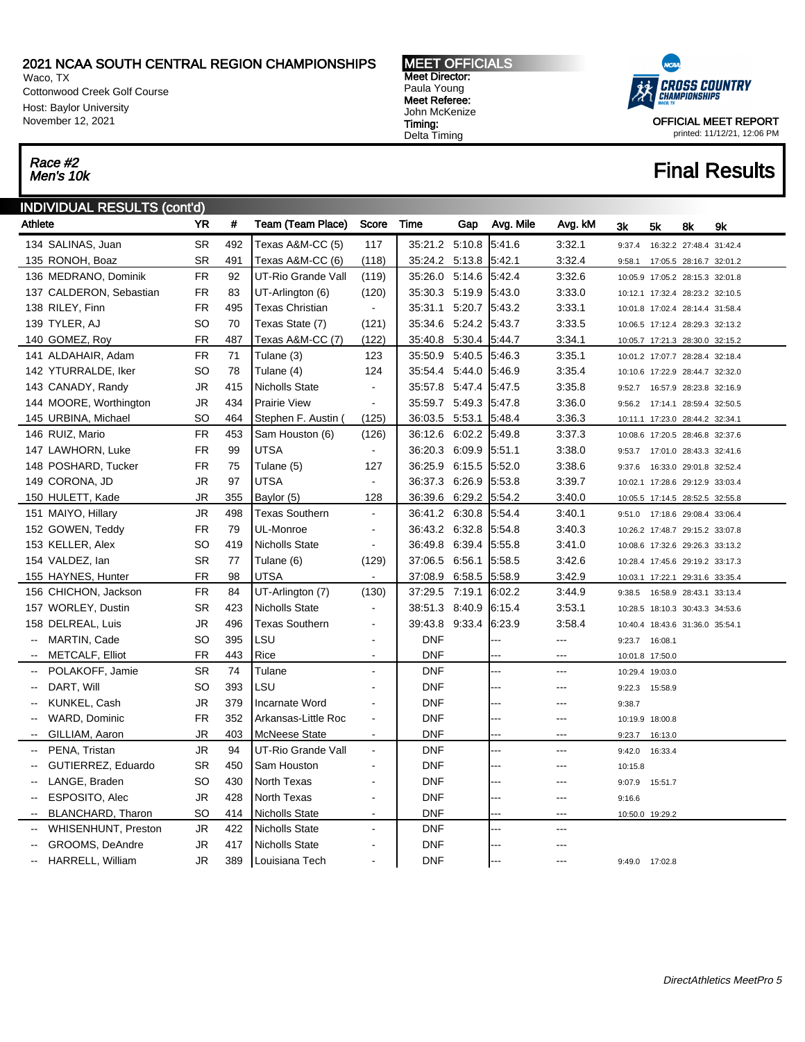# 2021 NCAA SOUTH CENTRAL REGION CHAMPIONSHIPS

Waco, TX
Cottonwood Creek Golf Course
Host: Baylor University
November 12, 2021

**MEET OFFICIALS**
**Meet Director:** Paula Young
**Meet Referee:** John McKenize
**Timing:** Delta Timing

CROSS COUNTRY CHAMPIONSHIPS

OFFICIAL MEET REPORT
printed: 11/12/21, 12:06 PM

*Race #2*
*Men's 10k*

## Final Results

### INDIVIDUAL RESULTS (cont'd)

| Athlete | | YR | # | Team (Team Place) | Score | Time | Gap | Avg. Mile | Avg. kM | 3k | 5k | 8k | 9k |
|---|---|---|---|---|---|---|---|---|---|---|---|---|---|
| 134 | SALINAS, Juan | SR | 492 | Texas A&M-CC (5) | 117 | 35:21.2 | 5:10.8 | 5:41.6 | 3:32.1 | 9:37.4 | 16:32.2 | 27:48.4 | 31:42.4 |
| 135 | RONOH, Boaz | SR | 491 | Texas A&M-CC (6) | (118) | 35:24.2 | 5:13.8 | 5:42.1 | 3:32.4 | 9:58.1 | 17:05.5 | 28:16.7 | 32:01.2 |
| 136 | MEDRANO, Dominik | FR | 92 | UT-Rio Grande Vall | (119) | 35:26.0 | 5:14.6 | 5:42.4 | 3:32.6 | 10:05.9 | 17:05.2 | 28:15.3 | 32:01.8 |
| 137 | CALDERON, Sebastian | FR | 83 | UT-Arlington (6) | (120) | 35:30.3 | 5:19.9 | 5:43.0 | 3:33.0 | 10:12.1 | 17:32.4 | 28:23.2 | 32:10.5 |
| 138 | RILEY, Finn | FR | 495 | Texas Christian | - | 35:31.1 | 5:20.7 | 5:43.2 | 3:33.1 | 10:01.8 | 17:02.4 | 28:14.4 | 31:58.4 |
| 139 | TYLER, AJ | SO | 70 | Texas State (7) | (121) | 35:34.6 | 5:24.2 | 5:43.7 | 3:33.5 | 10:06.5 | 17:12.4 | 28:29.3 | 32:13.2 |
| 140 | GOMEZ, Roy | FR | 487 | Texas A&M-CC (7) | (122) | 35:40.8 | 5:30.4 | 5:44.7 | 3:34.1 | 10:05.7 | 17:21.3 | 28:30.0 | 32:15.2 |
| 141 | ALDAHAIR, Adam | FR | 71 | Tulane (3) | 123 | 35:50.9 | 5:40.5 | 5:46.3 | 3:35.1 | 10:01.2 | 17:07.7 | 28:28.4 | 32:18.4 |
| 142 | YTURRALDE, Iker | SO | 78 | Tulane (4) | 124 | 35:54.4 | 5:44.0 | 5:46.9 | 3:35.4 | 10:10.6 | 17:22.9 | 28:44.7 | 32:32.0 |
| 143 | CANADY, Randy | JR | 415 | Nicholls State | - | 35:57.8 | 5:47.4 | 5:47.5 | 3:35.8 | 9:52.7 | 16:57.9 | 28:23.8 | 32:16.9 |
| 144 | MOORE, Worthington | JR | 434 | Prairie View | - | 35:59.7 | 5:49.3 | 5:47.8 | 3:36.0 | 9:56.2 | 17:14.1 | 28:59.4 | 32:50.5 |
| 145 | URBINA, Michael | SO | 464 | Stephen F. Austin ( | (125) | 36:03.5 | 5:53.1 | 5:48.4 | 3:36.3 | 10:11.1 | 17:23.0 | 28:44.2 | 32:34.1 |
| 146 | RUIZ, Mario | FR | 453 | Sam Houston (6) | (126) | 36:12.6 | 6:02.2 | 5:49.8 | 3:37.3 | 10:08.6 | 17:20.5 | 28:46.8 | 32:37.6 |
| 147 | LAWHORN, Luke | FR | 99 | UTSA | - | 36:20.3 | 6:09.9 | 5:51.1 | 3:38.0 | 9:53.7 | 17:01.0 | 28:43.3 | 32:41.6 |
| 148 | POSHARD, Tucker | FR | 75 | Tulane (5) | 127 | 36:25.9 | 6:15.5 | 5:52.0 | 3:38.6 | 9:37.6 | 16:33.0 | 29:01.8 | 32:52.4 |
| 149 | CORONA, JD | JR | 97 | UTSA | - | 36:37.3 | 6:26.9 | 5:53.8 | 3:39.7 | 10:02.1 | 17:28.6 | 29:12.9 | 33:03.4 |
| 150 | HULETT, Kade | JR | 355 | Baylor (5) | 128 | 36:39.6 | 6:29.2 | 5:54.2 | 3:40.0 | 10:05.5 | 17:14.5 | 28:52.5 | 32:55.8 |
| 151 | MAIYO, Hillary | JR | 498 | Texas Southern | - | 36:41.2 | 6:30.8 | 5:54.4 | 3:40.1 | 9:51.0 | 17:18.6 | 29:08.4 | 33:06.4 |
| 152 | GOWEN, Teddy | FR | 79 | UL-Monroe | - | 36:43.2 | 6:32.8 | 5:54.8 | 3:40.3 | 10:26.2 | 17:48.7 | 29:15.2 | 33:07.8 |
| 153 | KELLER, Alex | SO | 419 | Nicholls State | - | 36:49.8 | 6:39.4 | 5:55.8 | 3:41.0 | 10:08.6 | 17:32.6 | 29:26.3 | 33:13.2 |
| 154 | VALDEZ, Ian | SR | 77 | Tulane (6) | (129) | 37:06.5 | 6:56.1 | 5:58.5 | 3:42.6 | 10:28.4 | 17:45.6 | 29:19.2 | 33:17.3 |
| 155 | HAYNES, Hunter | FR | 98 | UTSA | - | 37:08.9 | 6:58.5 | 5:58.9 | 3:42.9 | 10:03.1 | 17:22.1 | 29:31.6 | 33:35.4 |
| 156 | CHICHON, Jackson | FR | 84 | UT-Arlington (7) | (130) | 37:29.5 | 7:19.1 | 6:02.2 | 3:44.9 | 9:38.5 | 16:58.9 | 28:43.1 | 33:13.4 |
| 157 | WORLEY, Dustin | SR | 423 | Nicholls State | - | 38:51.3 | 8:40.9 | 6:15.4 | 3:53.1 | 10:28.5 | 18:10.3 | 30:43.3 | 34:53.6 |
| 158 | DELREAL, Luis | JR | 496 | Texas Southern | - | 39:43.8 | 9:33.4 | 6:23.9 | 3:58.4 | 10:40.4 | 18:43.6 | 31:36.0 | 35:54.1 |
| -- | MARTIN, Cade | SO | 395 | LSU | - | DNF | | --- | --- | 9:23.7 | 16:08.1 | | |
| -- | METCALF, Elliot | FR | 443 | Rice | - | DNF | | --- | --- | 10:01.8 | 17:50.0 | | |
| -- | POLAKOFF, Jamie | SR | 74 | Tulane | - | DNF | | --- | --- | 10:29.4 | 19:03.0 | | |
| -- | DART, Will | SO | 393 | LSU | - | DNF | | --- | --- | 9:22.3 | 15:58.9 | | |
| -- | KUNKEL, Cash | JR | 379 | Incarnate Word | - | DNF | | --- | --- | 9:38.7 | | | |
| -- | WARD, Dominic | FR | 352 | Arkansas-Little Roc | - | DNF | | --- | --- | 10:19.9 | 18:00.8 | | |
| -- | GILLIAM, Aaron | JR | 403 | McNeese State | - | DNF | | --- | --- | 9:23.7 | 16:13.0 | | |
| -- | PENA, Tristan | JR | 94 | UT-Rio Grande Vall | - | DNF | | --- | --- | 9:42.0 | 16:33.4 | | |
| -- | GUTIERREZ, Eduardo | SR | 450 | Sam Houston | - | DNF | | --- | --- | 10:15.8 | | | |
| -- | LANGE, Braden | SO | 430 | North Texas | - | DNF | | --- | --- | 9:07.9 | 15:51.7 | | |
| -- | ESPOSITO, Alec | JR | 428 | North Texas | - | DNF | | --- | --- | 9:16.6 | | | |
| -- | BLANCHARD, Tharon | SO | 414 | Nicholls State | - | DNF | | --- | --- | 10:50.0 | 19:29.2 | | |
| -- | WHISENHUNT, Preston | JR | 422 | Nicholls State | - | DNF | | --- | --- | | | | |
| -- | GROOMS, DeAndre | JR | 417 | Nicholls State | - | DNF | | --- | --- | | | | |
| -- | HARRELL, William | JR | 389 | Louisiana Tech | - | DNF | | --- | --- | 9:49.0 | 17:02.8 | | |

*DirectAthletics MeetPro 5*